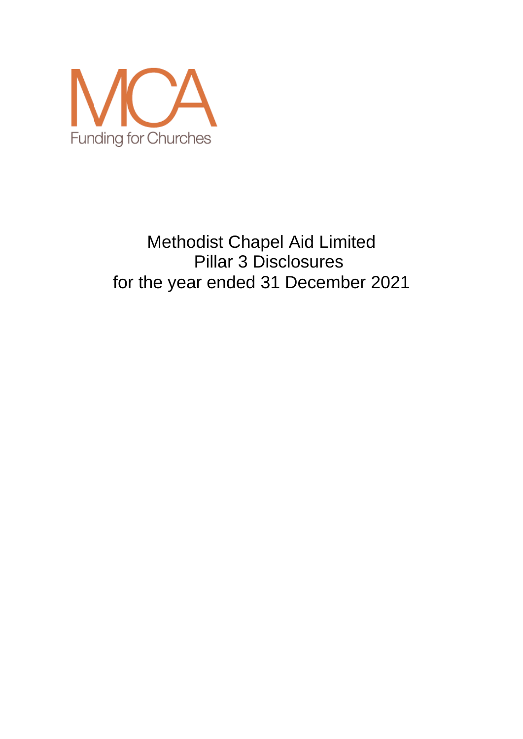MCA

Funding for Churches

# Methodist Chapel Aid Limited
# Pillar 3 Disclosures
# for the year ended 31 December 2021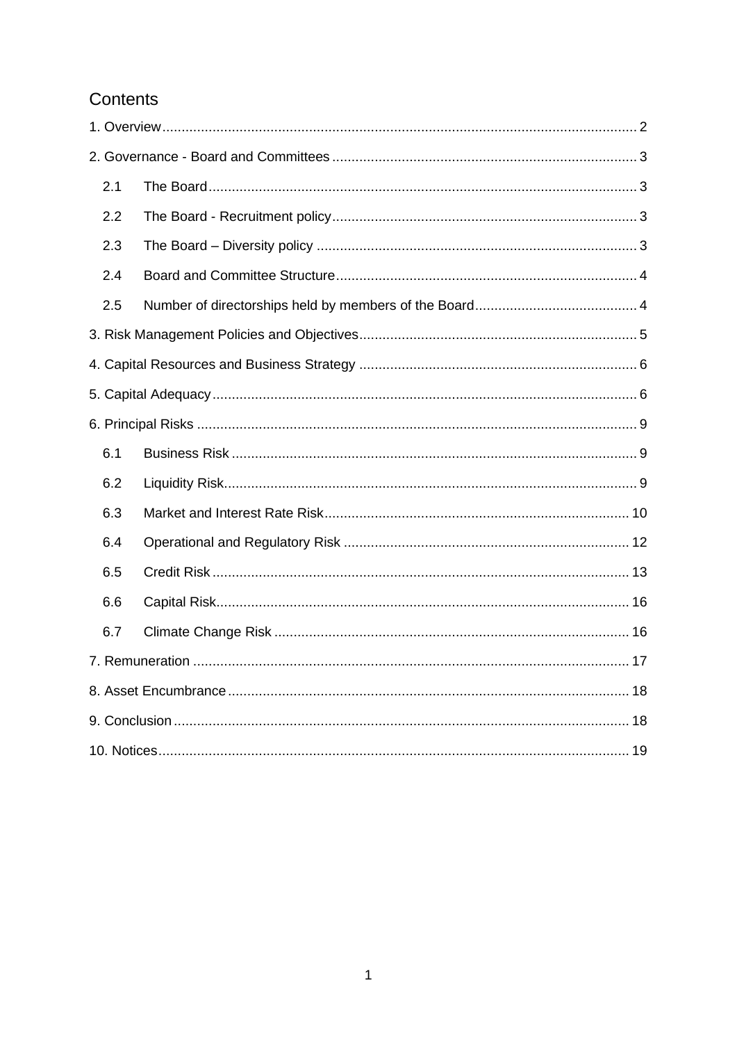# Contents

1. Overview .......... 2

2. Governance - Board and Committees .......... 3

   - 2.1 The Board .......... 3
   - 2.2 The Board - Recruitment policy .......... 3
   - 2.3 The Board – Diversity policy .......... 3
   - 2.4 Board and Committee Structure .......... 4
   - 2.5 Number of directorships held by members of the Board .......... 4

3. Risk Management Policies and Objectives .......... 5

4. Capital Resources and Business Strategy .......... 6

5. Capital Adequacy .......... 6

6. Principal Risks .......... 9

   - 6.1 Business Risk .......... 9
   - 6.2 Liquidity Risk .......... 9
   - 6.3 Market and Interest Rate Risk .......... 10
   - 6.4 Operational and Regulatory Risk .......... 12
   - 6.5 Credit Risk .......... 13
   - 6.6 Capital Risk .......... 16
   - 6.7 Climate Change Risk .......... 16

7. Remuneration .......... 17

8. Asset Encumbrance .......... 18

9. Conclusion .......... 18

10. Notices .......... 19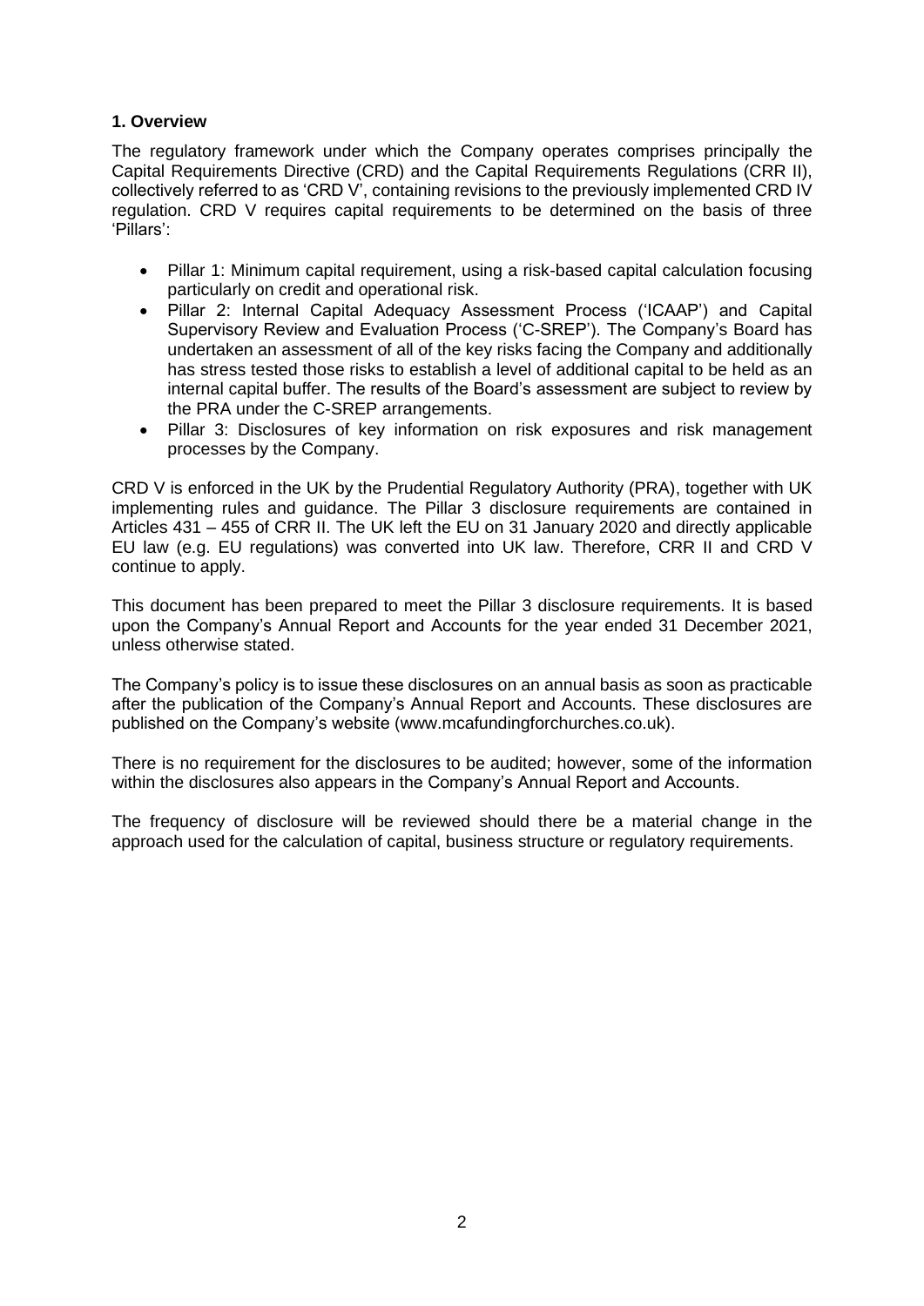## 1. Overview

The regulatory framework under which the Company operates comprises principally the Capital Requirements Directive (CRD) and the Capital Requirements Regulations (CRR II), collectively referred to as 'CRD V', containing revisions to the previously implemented CRD IV regulation. CRD V requires capital requirements to be determined on the basis of three 'Pillars':

- Pillar 1: Minimum capital requirement, using a risk-based capital calculation focusing particularly on credit and operational risk.
- Pillar 2: Internal Capital Adequacy Assessment Process ('ICAAP') and Capital Supervisory Review and Evaluation Process ('C-SREP'). The Company's Board has undertaken an assessment of all of the key risks facing the Company and additionally has stress tested those risks to establish a level of additional capital to be held as an internal capital buffer. The results of the Board's assessment are subject to review by the PRA under the C-SREP arrangements.
- Pillar 3: Disclosures of key information on risk exposures and risk management processes by the Company.

CRD V is enforced in the UK by the Prudential Regulatory Authority (PRA), together with UK implementing rules and guidance. The Pillar 3 disclosure requirements are contained in Articles 431 – 455 of CRR II. The UK left the EU on 31 January 2020 and directly applicable EU law (e.g. EU regulations) was converted into UK law. Therefore, CRR II and CRD V continue to apply.

This document has been prepared to meet the Pillar 3 disclosure requirements. It is based upon the Company's Annual Report and Accounts for the year ended 31 December 2021, unless otherwise stated.

The Company's policy is to issue these disclosures on an annual basis as soon as practicable after the publication of the Company's Annual Report and Accounts. These disclosures are published on the Company's website (www.mcafundingforchurches.co.uk).

There is no requirement for the disclosures to be audited; however, some of the information within the disclosures also appears in the Company's Annual Report and Accounts.

The frequency of disclosure will be reviewed should there be a material change in the approach used for the calculation of capital, business structure or regulatory requirements.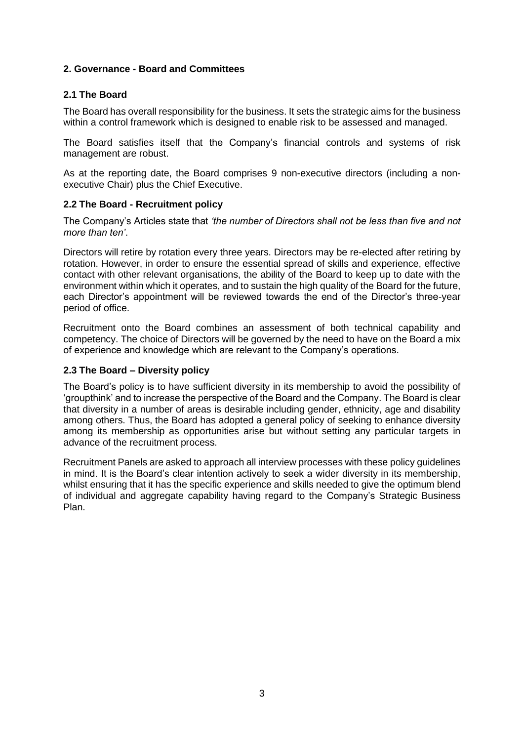## 2. Governance - Board and Committees

### 2.1 The Board

The Board has overall responsibility for the business. It sets the strategic aims for the business within a control framework which is designed to enable risk to be assessed and managed.

The Board satisfies itself that the Company's financial controls and systems of risk management are robust.

As at the reporting date, the Board comprises 9 non-executive directors (including a non-executive Chair) plus the Chief Executive.

### 2.2 The Board - Recruitment policy

The Company's Articles state that *'the number of Directors shall not be less than five and not more than ten'*.

Directors will retire by rotation every three years. Directors may be re-elected after retiring by rotation. However, in order to ensure the essential spread of skills and experience, effective contact with other relevant organisations, the ability of the Board to keep up to date with the environment within which it operates, and to sustain the high quality of the Board for the future, each Director's appointment will be reviewed towards the end of the Director's three-year period of office.

Recruitment onto the Board combines an assessment of both technical capability and competency. The choice of Directors will be governed by the need to have on the Board a mix of experience and knowledge which are relevant to the Company's operations.

### 2.3 The Board – Diversity policy

The Board's policy is to have sufficient diversity in its membership to avoid the possibility of 'groupthink' and to increase the perspective of the Board and the Company. The Board is clear that diversity in a number of areas is desirable including gender, ethnicity, age and disability among others. Thus, the Board has adopted a general policy of seeking to enhance diversity among its membership as opportunities arise but without setting any particular targets in advance of the recruitment process.

Recruitment Panels are asked to approach all interview processes with these policy guidelines in mind. It is the Board's clear intention actively to seek a wider diversity in its membership, whilst ensuring that it has the specific experience and skills needed to give the optimum blend of individual and aggregate capability having regard to the Company's Strategic Business Plan.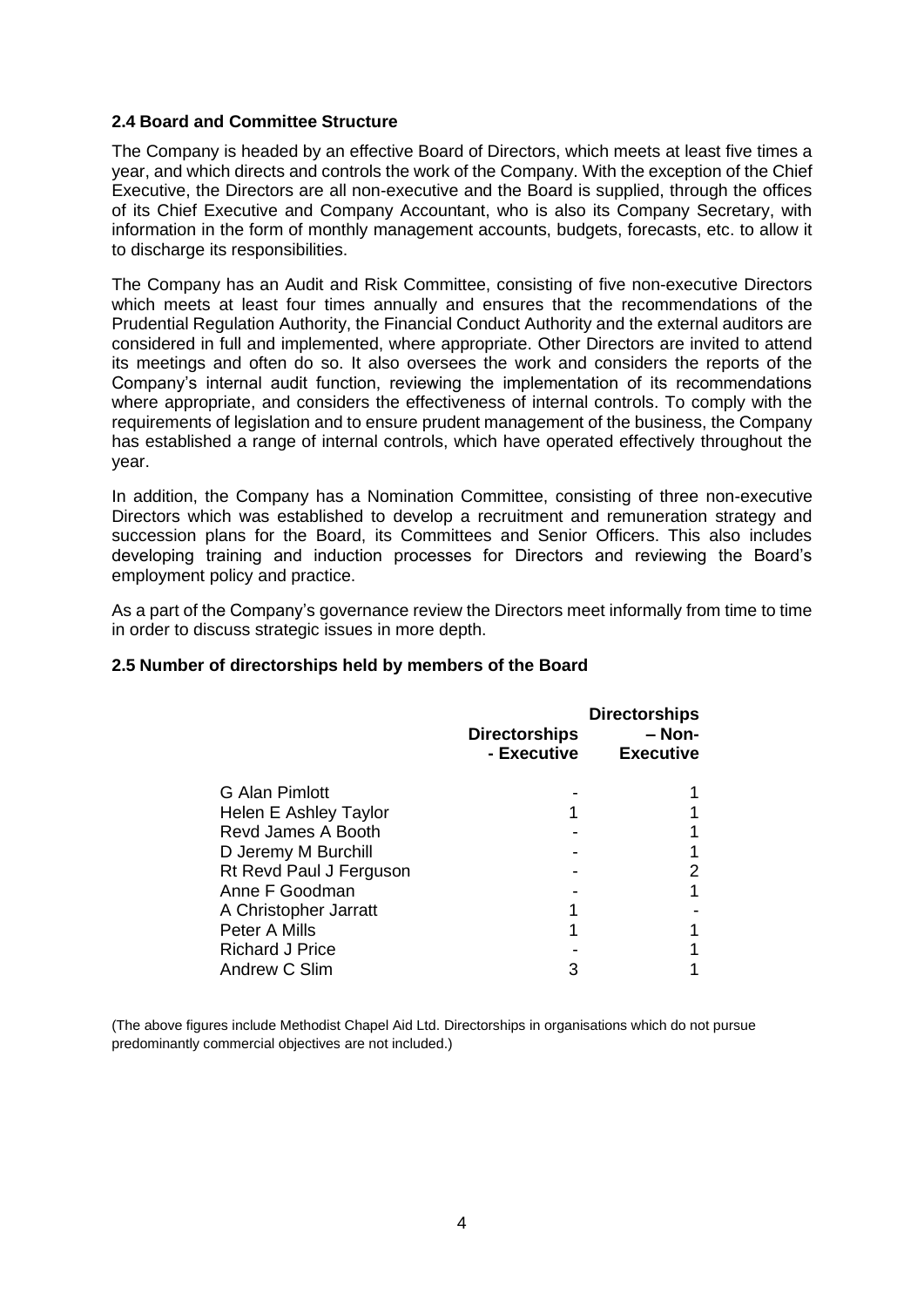## 2.4 Board and Committee Structure

The Company is headed by an effective Board of Directors, which meets at least five times a year, and which directs and controls the work of the Company. With the exception of the Chief Executive, the Directors are all non-executive and the Board is supplied, through the offices of its Chief Executive and Company Accountant, who is also its Company Secretary, with information in the form of monthly management accounts, budgets, forecasts, etc. to allow it to discharge its responsibilities.

The Company has an Audit and Risk Committee, consisting of five non-executive Directors which meets at least four times annually and ensures that the recommendations of the Prudential Regulation Authority, the Financial Conduct Authority and the external auditors are considered in full and implemented, where appropriate. Other Directors are invited to attend its meetings and often do so. It also oversees the work and considers the reports of the Company's internal audit function, reviewing the implementation of its recommendations where appropriate, and considers the effectiveness of internal controls. To comply with the requirements of legislation and to ensure prudent management of the business, the Company has established a range of internal controls, which have operated effectively throughout the year.

In addition, the Company has a Nomination Committee, consisting of three non-executive Directors which was established to develop a recruitment and remuneration strategy and succession plans for the Board, its Committees and Senior Officers. This also includes developing training and induction processes for Directors and reviewing the Board's employment policy and practice.

As a part of the Company's governance review the Directors meet informally from time to time in order to discuss strategic issues in more depth.

## 2.5 Number of directorships held by members of the Board

| | Directorships - Executive | Directorships – Non-Executive |
|---|---|---|
| G Alan Pimlott | - | 1 |
| Helen E Ashley Taylor | 1 | 1 |
| Revd James A Booth | - | 1 |
| D Jeremy M Burchill | - | 1 |
| Rt Revd Paul J Ferguson | - | 2 |
| Anne F Goodman | - | 1 |
| A Christopher Jarratt | 1 | - |
| Peter A Mills | 1 | 1 |
| Richard J Price | - | 1 |
| Andrew C Slim | 3 | 1 |

(The above figures include Methodist Chapel Aid Ltd. Directorships in organisations which do not pursue predominantly commercial objectives are not included.)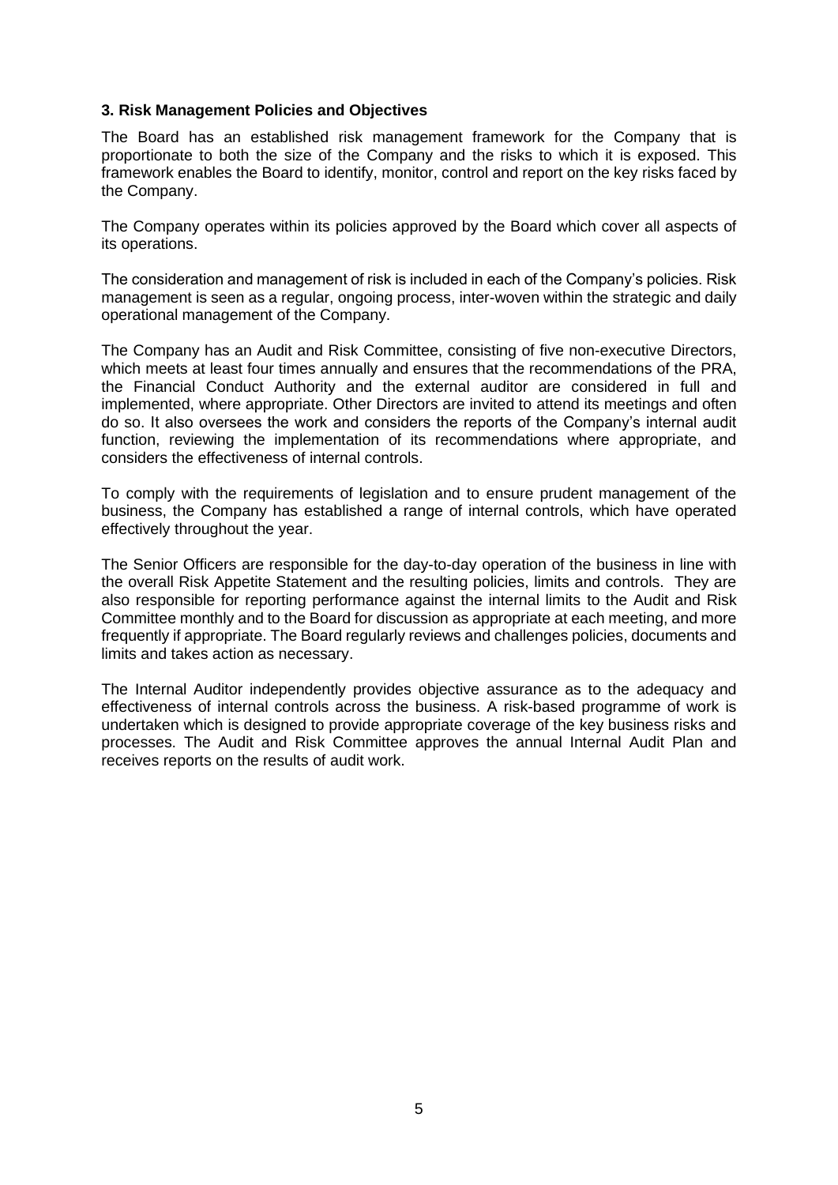### 3. Risk Management Policies and Objectives

The Board has an established risk management framework for the Company that is proportionate to both the size of the Company and the risks to which it is exposed. This framework enables the Board to identify, monitor, control and report on the key risks faced by the Company.

The Company operates within its policies approved by the Board which cover all aspects of its operations.

The consideration and management of risk is included in each of the Company's policies. Risk management is seen as a regular, ongoing process, inter-woven within the strategic and daily operational management of the Company.

The Company has an Audit and Risk Committee, consisting of five non-executive Directors, which meets at least four times annually and ensures that the recommendations of the PRA, the Financial Conduct Authority and the external auditor are considered in full and implemented, where appropriate. Other Directors are invited to attend its meetings and often do so. It also oversees the work and considers the reports of the Company's internal audit function, reviewing the implementation of its recommendations where appropriate, and considers the effectiveness of internal controls.

To comply with the requirements of legislation and to ensure prudent management of the business, the Company has established a range of internal controls, which have operated effectively throughout the year.

The Senior Officers are responsible for the day-to-day operation of the business in line with the overall Risk Appetite Statement and the resulting policies, limits and controls. They are also responsible for reporting performance against the internal limits to the Audit and Risk Committee monthly and to the Board for discussion as appropriate at each meeting, and more frequently if appropriate. The Board regularly reviews and challenges policies, documents and limits and takes action as necessary.

The Internal Auditor independently provides objective assurance as to the adequacy and effectiveness of internal controls across the business. A risk-based programme of work is undertaken which is designed to provide appropriate coverage of the key business risks and processes. The Audit and Risk Committee approves the annual Internal Audit Plan and receives reports on the results of audit work.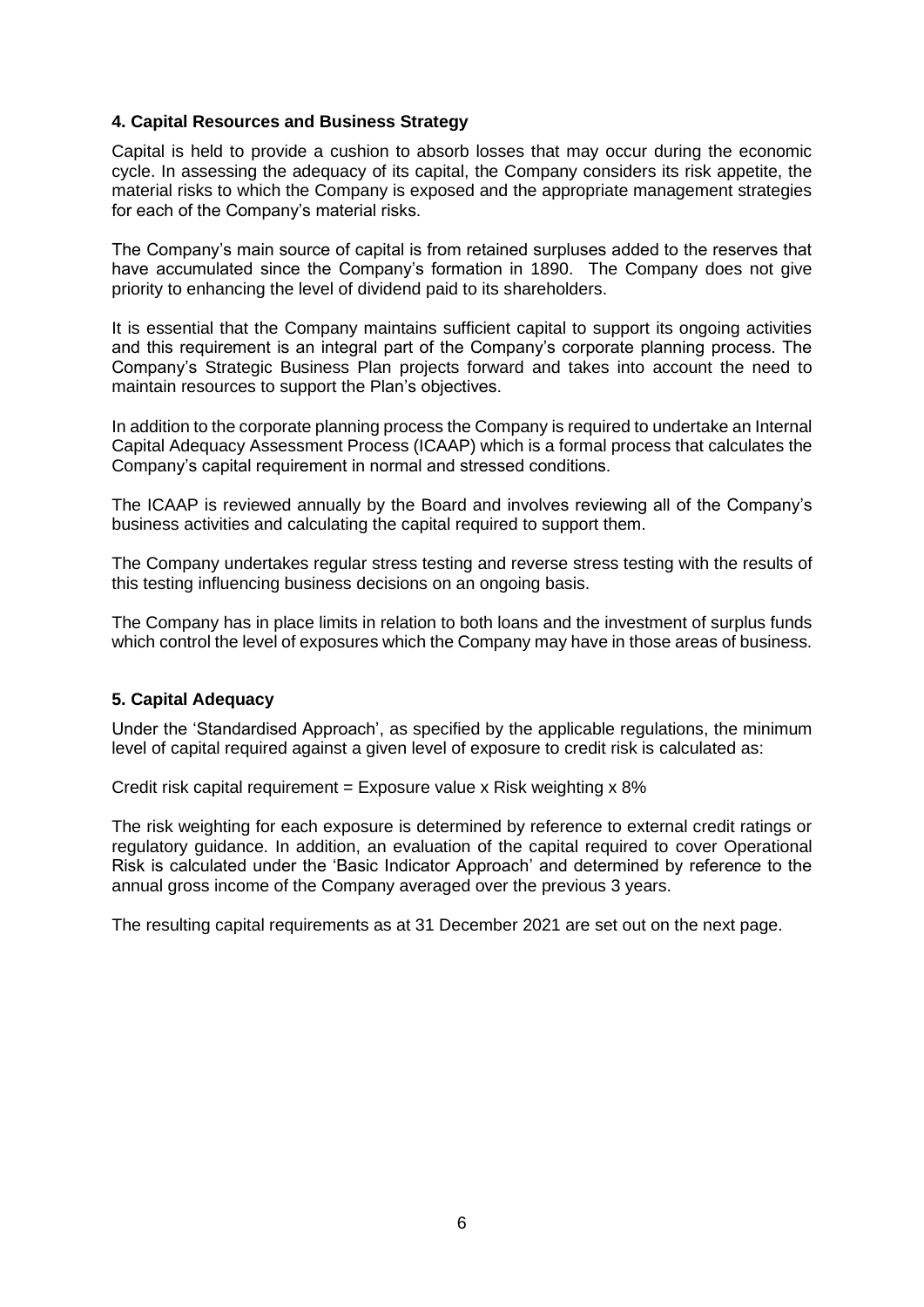## 4. Capital Resources and Business Strategy

Capital is held to provide a cushion to absorb losses that may occur during the economic cycle. In assessing the adequacy of its capital, the Company considers its risk appetite, the material risks to which the Company is exposed and the appropriate management strategies for each of the Company's material risks.

The Company's main source of capital is from retained surpluses added to the reserves that have accumulated since the Company's formation in 1890. The Company does not give priority to enhancing the level of dividend paid to its shareholders.

It is essential that the Company maintains sufficient capital to support its ongoing activities and this requirement is an integral part of the Company's corporate planning process. The Company's Strategic Business Plan projects forward and takes into account the need to maintain resources to support the Plan's objectives.

In addition to the corporate planning process the Company is required to undertake an Internal Capital Adequacy Assessment Process (ICAAP) which is a formal process that calculates the Company's capital requirement in normal and stressed conditions.

The ICAAP is reviewed annually by the Board and involves reviewing all of the Company's business activities and calculating the capital required to support them.

The Company undertakes regular stress testing and reverse stress testing with the results of this testing influencing business decisions on an ongoing basis.

The Company has in place limits in relation to both loans and the investment of surplus funds which control the level of exposures which the Company may have in those areas of business.

## 5. Capital Adequacy

Under the 'Standardised Approach', as specified by the applicable regulations, the minimum level of capital required against a given level of exposure to credit risk is calculated as:

Credit risk capital requirement = Exposure value x Risk weighting x 8%

The risk weighting for each exposure is determined by reference to external credit ratings or regulatory guidance. In addition, an evaluation of the capital required to cover Operational Risk is calculated under the 'Basic Indicator Approach' and determined by reference to the annual gross income of the Company averaged over the previous 3 years.

The resulting capital requirements as at 31 December 2021 are set out on the next page.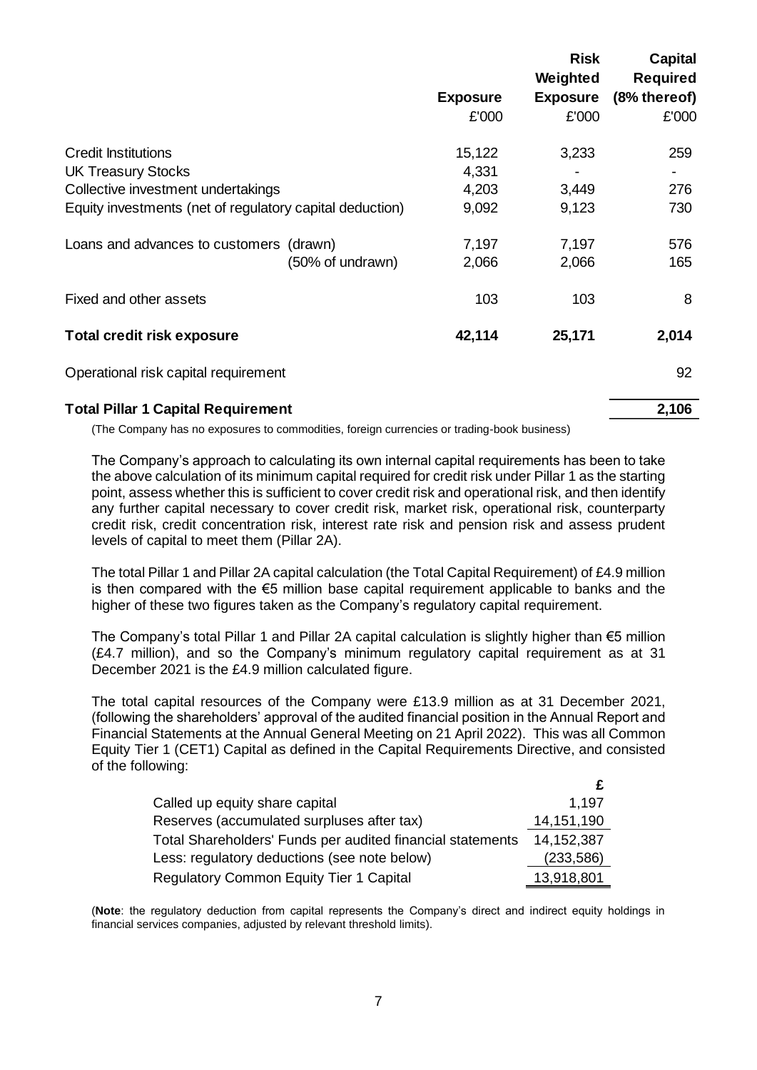| | Exposure £'000 | Risk Weighted Exposure £'000 | Capital Required (8% thereof) £'000 |
|---|---|---|---|
| Credit Institutions | 15,122 | 3,233 | 259 |
| UK Treasury Stocks | 4,331 | - | - |
| Collective investment undertakings | 4,203 | 3,449 | 276 |
| Equity investments (net of regulatory capital deduction) | 9,092 | 9,123 | 730 |
| Loans and advances to customers (drawn) | 7,197 | 7,197 | 576 |
| (50% of undrawn) | 2,066 | 2,066 | 165 |
| Fixed and other assets | 103 | 103 | 8 |
| **Total credit risk exposure** | **42,114** | **25,171** | **2,014** |
| Operational risk capital requirement | | | 92 |
| **Total Pillar 1 Capital Requirement** | | | **2,106** |

(The Company has no exposures to commodities, foreign currencies or trading-book business)

The Company's approach to calculating its own internal capital requirements has been to take the above calculation of its minimum capital required for credit risk under Pillar 1 as the starting point, assess whether this is sufficient to cover credit risk and operational risk, and then identify any further capital necessary to cover credit risk, market risk, operational risk, counterparty credit risk, credit concentration risk, interest rate risk and pension risk and assess prudent levels of capital to meet them (Pillar 2A).

The total Pillar 1 and Pillar 2A capital calculation (the Total Capital Requirement) of £4.9 million is then compared with the €5 million base capital requirement applicable to banks and the higher of these two figures taken as the Company's regulatory capital requirement.

The Company's total Pillar 1 and Pillar 2A capital calculation is slightly higher than €5 million (£4.7 million), and so the Company's minimum regulatory capital requirement as at 31 December 2021 is the £4.9 million calculated figure.

The total capital resources of the Company were £13.9 million as at 31 December 2021, (following the shareholders' approval of the audited financial position in the Annual Report and Financial Statements at the Annual General Meeting on 21 April 2022). This was all Common Equity Tier 1 (CET1) Capital as defined in the Capital Requirements Directive, and consisted of the following:

| | £ |
|---|---|
| Called up equity share capital | 1,197 |
| Reserves (accumulated surpluses after tax) | 14,151,190 |
| Total Shareholders' Funds per audited financial statements | 14,152,387 |
| Less: regulatory deductions (see note below) | (233,586) |
| Regulatory Common Equity Tier 1 Capital | 13,918,801 |

(**Note**: the regulatory deduction from capital represents the Company's direct and indirect equity holdings in financial services companies, adjusted by relevant threshold limits).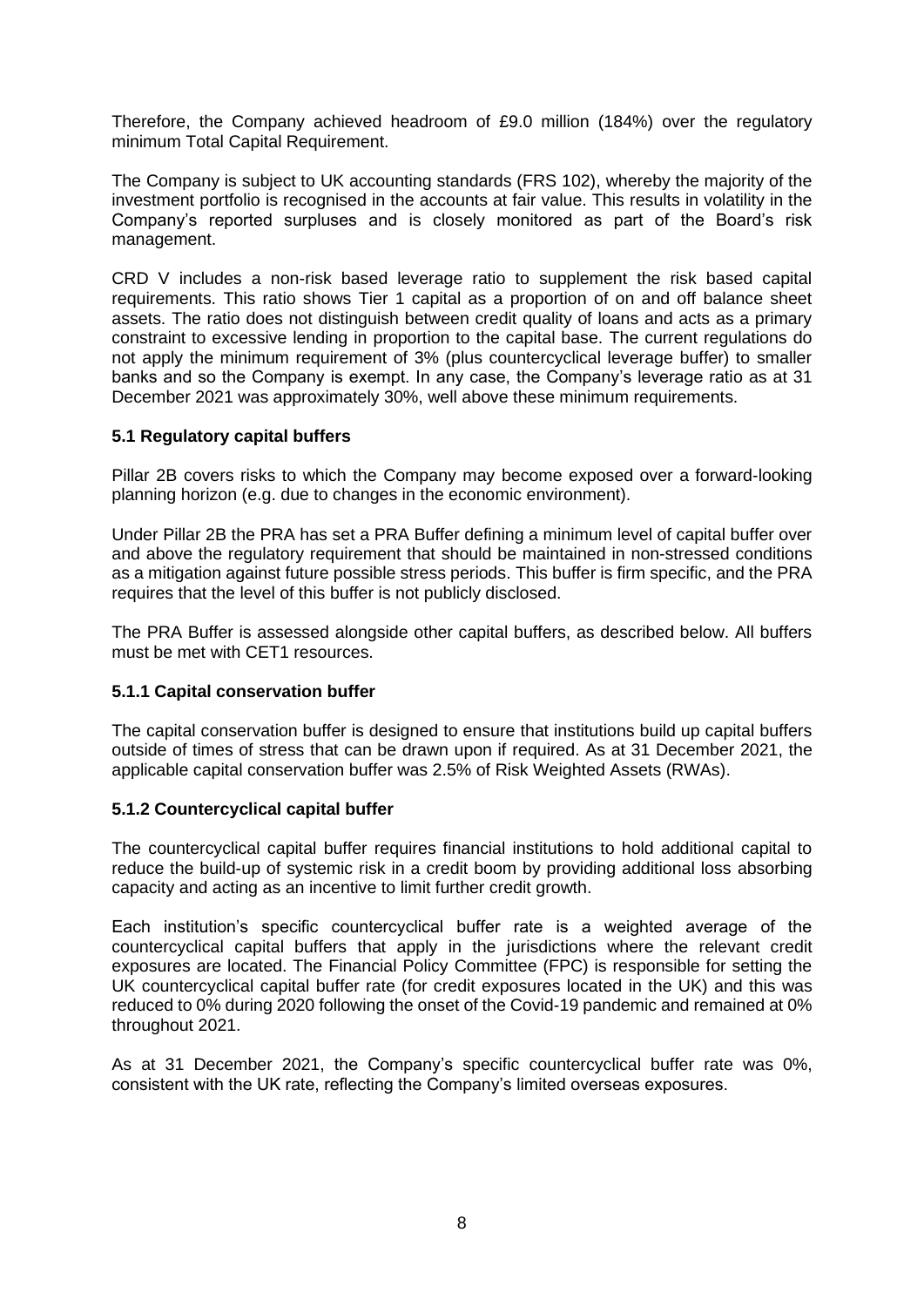Therefore, the Company achieved headroom of £9.0 million (184%) over the regulatory minimum Total Capital Requirement.

The Company is subject to UK accounting standards (FRS 102), whereby the majority of the investment portfolio is recognised in the accounts at fair value. This results in volatility in the Company's reported surpluses and is closely monitored as part of the Board's risk management.

CRD V includes a non-risk based leverage ratio to supplement the risk based capital requirements. This ratio shows Tier 1 capital as a proportion of on and off balance sheet assets. The ratio does not distinguish between credit quality of loans and acts as a primary constraint to excessive lending in proportion to the capital base. The current regulations do not apply the minimum requirement of 3% (plus countercyclical leverage buffer) to smaller banks and so the Company is exempt. In any case, the Company's leverage ratio as at 31 December 2021 was approximately 30%, well above these minimum requirements.

### 5.1 Regulatory capital buffers

Pillar 2B covers risks to which the Company may become exposed over a forward-looking planning horizon (e.g. due to changes in the economic environment).

Under Pillar 2B the PRA has set a PRA Buffer defining a minimum level of capital buffer over and above the regulatory requirement that should be maintained in non-stressed conditions as a mitigation against future possible stress periods. This buffer is firm specific, and the PRA requires that the level of this buffer is not publicly disclosed.

The PRA Buffer is assessed alongside other capital buffers, as described below. All buffers must be met with CET1 resources.

#### 5.1.1 Capital conservation buffer

The capital conservation buffer is designed to ensure that institutions build up capital buffers outside of times of stress that can be drawn upon if required. As at 31 December 2021, the applicable capital conservation buffer was 2.5% of Risk Weighted Assets (RWAs).

#### 5.1.2 Countercyclical capital buffer

The countercyclical capital buffer requires financial institutions to hold additional capital to reduce the build-up of systemic risk in a credit boom by providing additional loss absorbing capacity and acting as an incentive to limit further credit growth.

Each institution's specific countercyclical buffer rate is a weighted average of the countercyclical capital buffers that apply in the jurisdictions where the relevant credit exposures are located. The Financial Policy Committee (FPC) is responsible for setting the UK countercyclical capital buffer rate (for credit exposures located in the UK) and this was reduced to 0% during 2020 following the onset of the Covid-19 pandemic and remained at 0% throughout 2021.

As at 31 December 2021, the Company's specific countercyclical buffer rate was 0%, consistent with the UK rate, reflecting the Company's limited overseas exposures.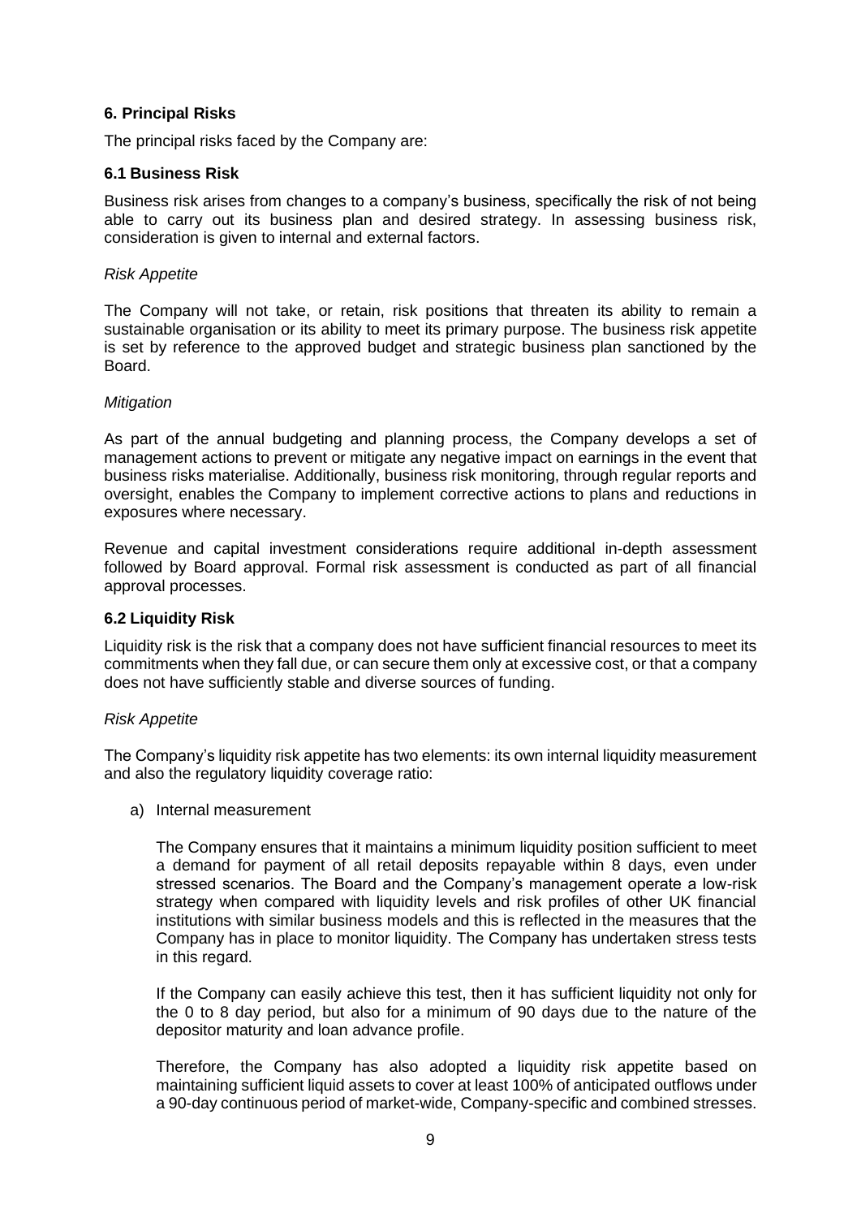## 6. Principal Risks

The principal risks faced by the Company are:

### 6.1 Business Risk

Business risk arises from changes to a company's business, specifically the risk of not being able to carry out its business plan and desired strategy. In assessing business risk, consideration is given to internal and external factors.

*Risk Appetite*

The Company will not take, or retain, risk positions that threaten its ability to remain a sustainable organisation or its ability to meet its primary purpose. The business risk appetite is set by reference to the approved budget and strategic business plan sanctioned by the Board.

*Mitigation*

As part of the annual budgeting and planning process, the Company develops a set of management actions to prevent or mitigate any negative impact on earnings in the event that business risks materialise. Additionally, business risk monitoring, through regular reports and oversight, enables the Company to implement corrective actions to plans and reductions in exposures where necessary.

Revenue and capital investment considerations require additional in-depth assessment followed by Board approval. Formal risk assessment is conducted as part of all financial approval processes.

### 6.2 Liquidity Risk

Liquidity risk is the risk that a company does not have sufficient financial resources to meet its commitments when they fall due, or can secure them only at excessive cost, or that a company does not have sufficiently stable and diverse sources of funding.

*Risk Appetite*

The Company's liquidity risk appetite has two elements: its own internal liquidity measurement and also the regulatory liquidity coverage ratio:

a) Internal measurement

   The Company ensures that it maintains a minimum liquidity position sufficient to meet a demand for payment of all retail deposits repayable within 8 days, even under stressed scenarios. The Board and the Company's management operate a low-risk strategy when compared with liquidity levels and risk profiles of other UK financial institutions with similar business models and this is reflected in the measures that the Company has in place to monitor liquidity. The Company has undertaken stress tests in this regard.

   If the Company can easily achieve this test, then it has sufficient liquidity not only for the 0 to 8 day period, but also for a minimum of 90 days due to the nature of the depositor maturity and loan advance profile.

   Therefore, the Company has also adopted a liquidity risk appetite based on maintaining sufficient liquid assets to cover at least 100% of anticipated outflows under a 90-day continuous period of market-wide, Company-specific and combined stresses.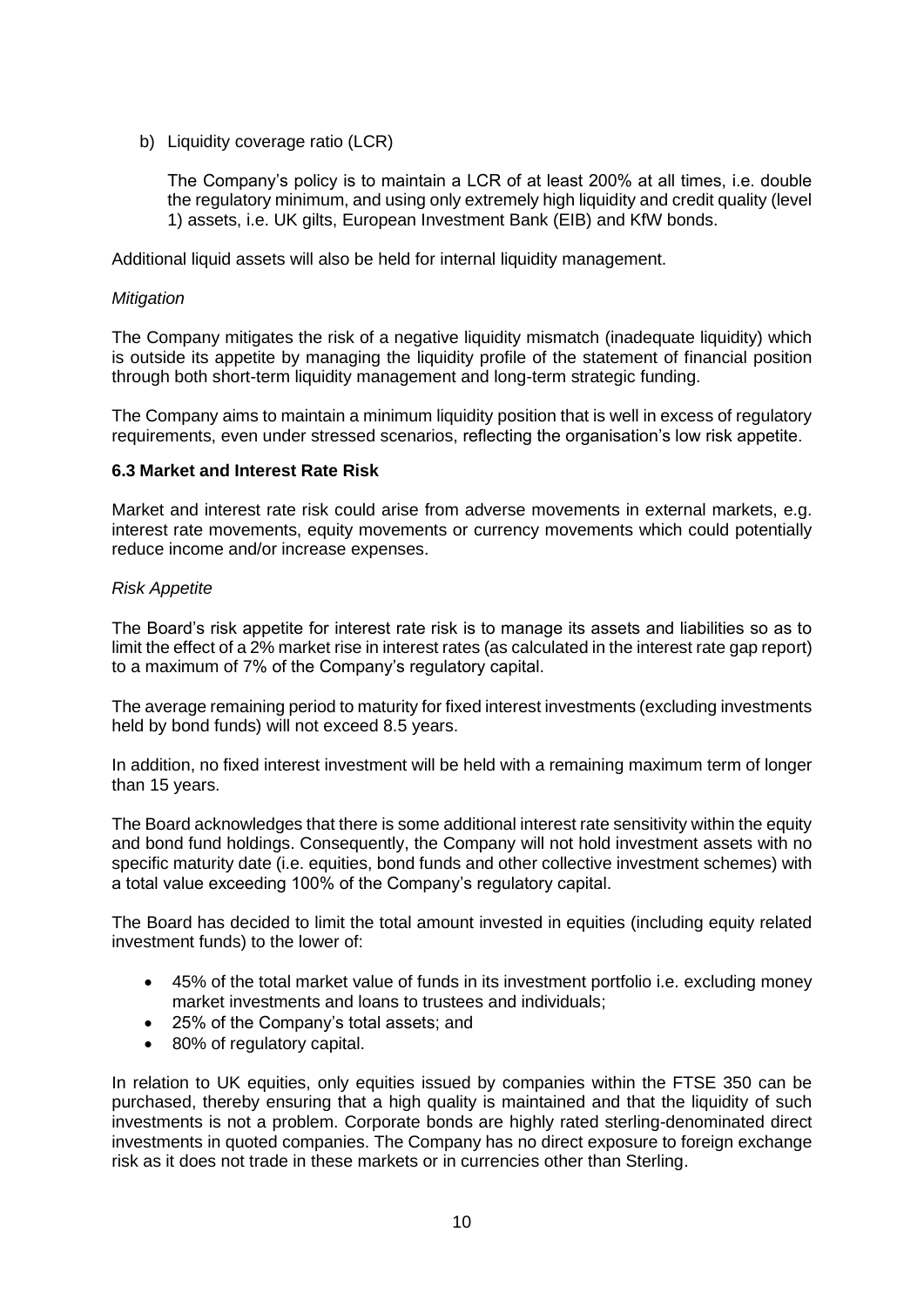b) Liquidity coverage ratio (LCR)

   The Company's policy is to maintain a LCR of at least 200% at all times, i.e. double the regulatory minimum, and using only extremely high liquidity and credit quality (level 1) assets, i.e. UK gilts, European Investment Bank (EIB) and KfW bonds.

Additional liquid assets will also be held for internal liquidity management.

*Mitigation*

The Company mitigates the risk of a negative liquidity mismatch (inadequate liquidity) which is outside its appetite by managing the liquidity profile of the statement of financial position through both short-term liquidity management and long-term strategic funding.

The Company aims to maintain a minimum liquidity position that is well in excess of regulatory requirements, even under stressed scenarios, reflecting the organisation's low risk appetite.

### 6.3 Market and Interest Rate Risk

Market and interest rate risk could arise from adverse movements in external markets, e.g. interest rate movements, equity movements or currency movements which could potentially reduce income and/or increase expenses.

*Risk Appetite*

The Board's risk appetite for interest rate risk is to manage its assets and liabilities so as to limit the effect of a 2% market rise in interest rates (as calculated in the interest rate gap report) to a maximum of 7% of the Company's regulatory capital.

The average remaining period to maturity for fixed interest investments (excluding investments held by bond funds) will not exceed 8.5 years.

In addition, no fixed interest investment will be held with a remaining maximum term of longer than 15 years.

The Board acknowledges that there is some additional interest rate sensitivity within the equity and bond fund holdings. Consequently, the Company will not hold investment assets with no specific maturity date (i.e. equities, bond funds and other collective investment schemes) with a total value exceeding 100% of the Company's regulatory capital.

The Board has decided to limit the total amount invested in equities (including equity related investment funds) to the lower of:

- 45% of the total market value of funds in its investment portfolio i.e. excluding money market investments and loans to trustees and individuals;
- 25% of the Company's total assets; and
- 80% of regulatory capital.

In relation to UK equities, only equities issued by companies within the FTSE 350 can be purchased, thereby ensuring that a high quality is maintained and that the liquidity of such investments is not a problem. Corporate bonds are highly rated sterling-denominated direct investments in quoted companies. The Company has no direct exposure to foreign exchange risk as it does not trade in these markets or in currencies other than Sterling.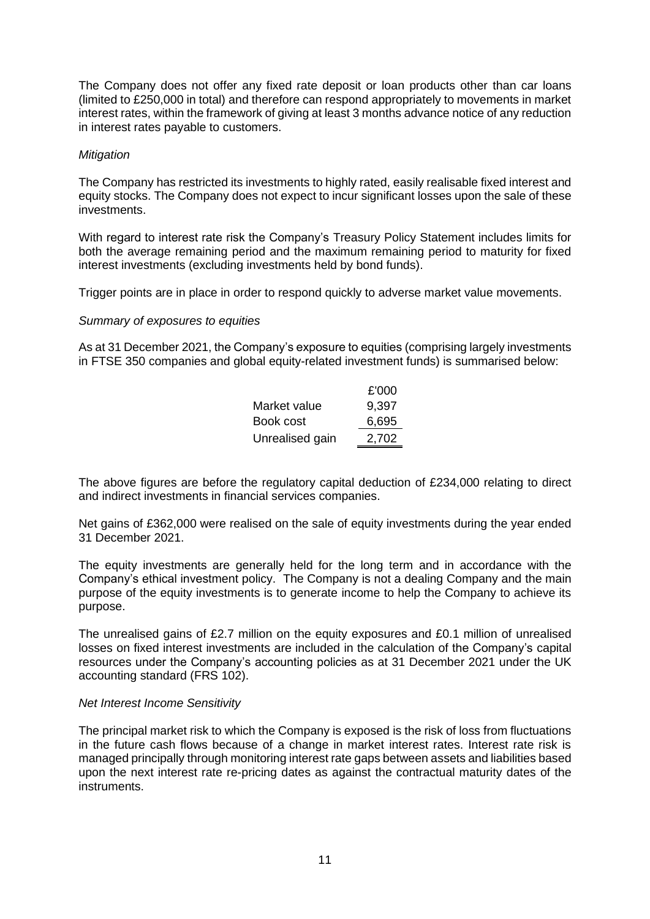The Company does not offer any fixed rate deposit or loan products other than car loans (limited to £250,000 in total) and therefore can respond appropriately to movements in market interest rates, within the framework of giving at least 3 months advance notice of any reduction in interest rates payable to customers.

*Mitigation*

The Company has restricted its investments to highly rated, easily realisable fixed interest and equity stocks. The Company does not expect to incur significant losses upon the sale of these investments.

With regard to interest rate risk the Company's Treasury Policy Statement includes limits for both the average remaining period and the maximum remaining period to maturity for fixed interest investments (excluding investments held by bond funds).

Trigger points are in place in order to respond quickly to adverse market value movements.

*Summary of exposures to equities*

As at 31 December 2021, the Company's exposure to equities (comprising largely investments in FTSE 350 companies and global equity-related investment funds) is summarised below:

| | £'000 |
|---|---|
| Market value | 9,397 |
| Book cost | 6,695 |
| Unrealised gain | 2,702 |

The above figures are before the regulatory capital deduction of £234,000 relating to direct and indirect investments in financial services companies.

Net gains of £362,000 were realised on the sale of equity investments during the year ended 31 December 2021.

The equity investments are generally held for the long term and in accordance with the Company's ethical investment policy. The Company is not a dealing Company and the main purpose of the equity investments is to generate income to help the Company to achieve its purpose.

The unrealised gains of £2.7 million on the equity exposures and £0.1 million of unrealised losses on fixed interest investments are included in the calculation of the Company's capital resources under the Company's accounting policies as at 31 December 2021 under the UK accounting standard (FRS 102).

*Net Interest Income Sensitivity*

The principal market risk to which the Company is exposed is the risk of loss from fluctuations in the future cash flows because of a change in market interest rates. Interest rate risk is managed principally through monitoring interest rate gaps between assets and liabilities based upon the next interest rate re-pricing dates as against the contractual maturity dates of the instruments.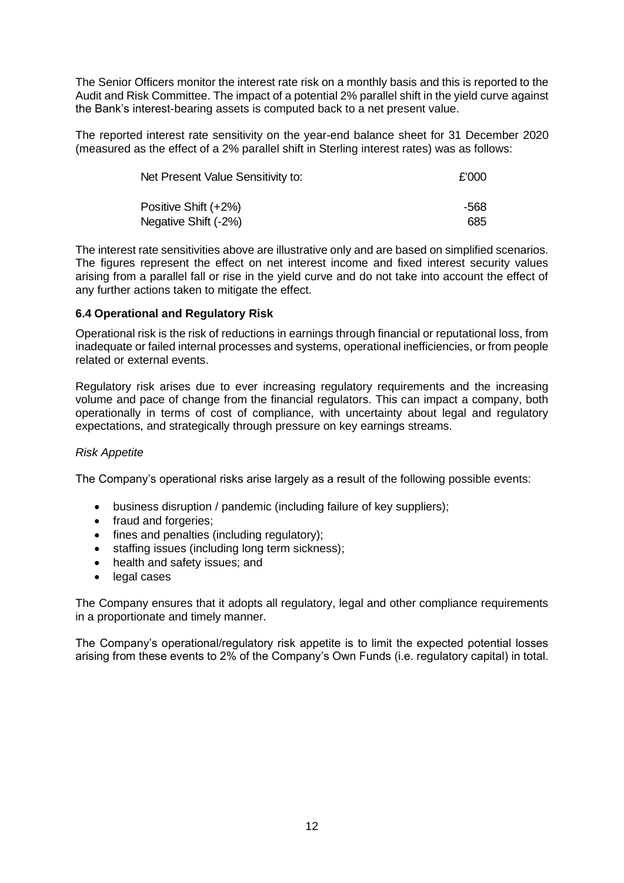The Senior Officers monitor the interest rate risk on a monthly basis and this is reported to the Audit and Risk Committee. The impact of a potential 2% parallel shift in the yield curve against the Bank's interest-bearing assets is computed back to a net present value.

The reported interest rate sensitivity on the year-end balance sheet for 31 December 2020 (measured as the effect of a 2% parallel shift in Sterling interest rates) was as follows:

| Net Present Value Sensitivity to: | £'000 |
|---|---|
| Positive Shift (+2%) | -568 |
| Negative Shift (-2%) | 685 |

The interest rate sensitivities above are illustrative only and are based on simplified scenarios. The figures represent the effect on net interest income and fixed interest security values arising from a parallel fall or rise in the yield curve and do not take into account the effect of any further actions taken to mitigate the effect.

### 6.4 Operational and Regulatory Risk

Operational risk is the risk of reductions in earnings through financial or reputational loss, from inadequate or failed internal processes and systems, operational inefficiencies, or from people related or external events.

Regulatory risk arises due to ever increasing regulatory requirements and the increasing volume and pace of change from the financial regulators. This can impact a company, both operationally in terms of cost of compliance, with uncertainty about legal and regulatory expectations, and strategically through pressure on key earnings streams.

*Risk Appetite*

The Company's operational risks arise largely as a result of the following possible events:

- business disruption / pandemic (including failure of key suppliers);
- fraud and forgeries;
- fines and penalties (including regulatory);
- staffing issues (including long term sickness);
- health and safety issues; and
- legal cases

The Company ensures that it adopts all regulatory, legal and other compliance requirements in a proportionate and timely manner.

The Company's operational/regulatory risk appetite is to limit the expected potential losses arising from these events to 2% of the Company's Own Funds (i.e. regulatory capital) in total.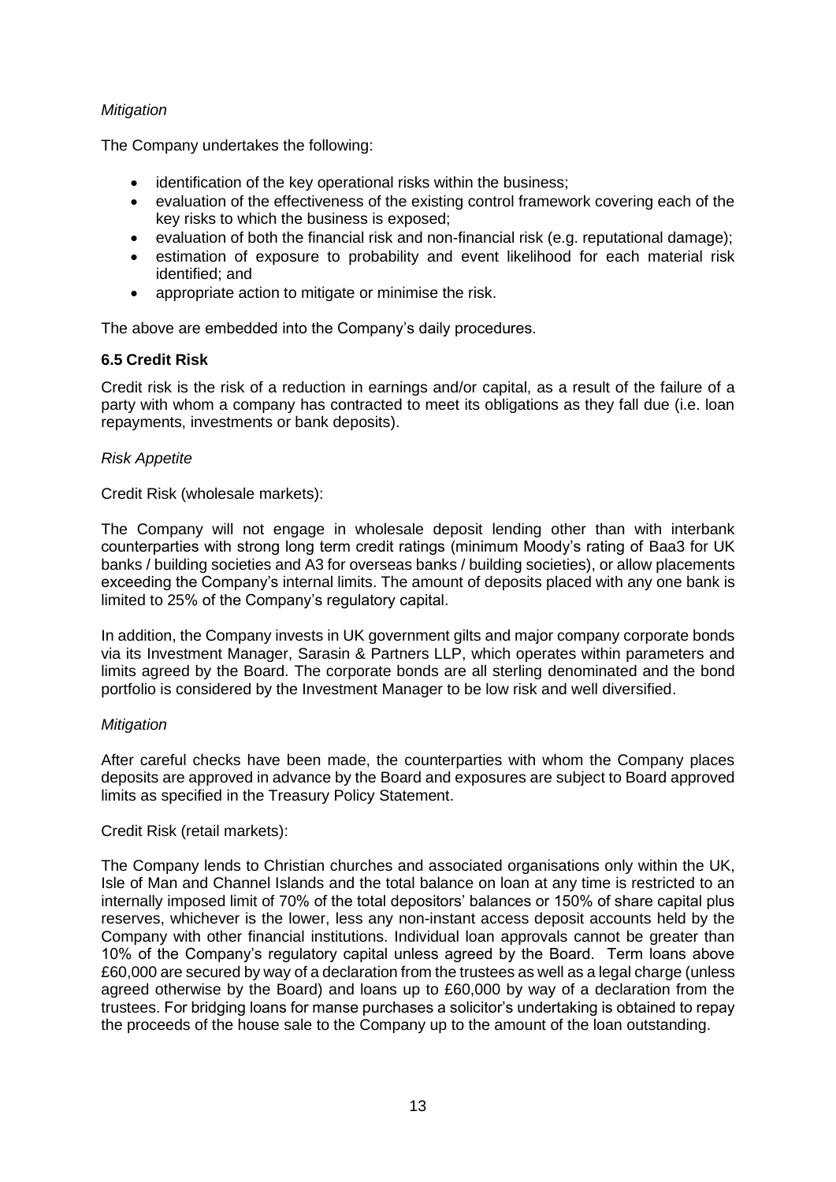*Mitigation*

The Company undertakes the following:

- identification of the key operational risks within the business;
- evaluation of the effectiveness of the existing control framework covering each of the key risks to which the business is exposed;
- evaluation of both the financial risk and non-financial risk (e.g. reputational damage);
- estimation of exposure to probability and event likelihood for each material risk identified; and
- appropriate action to mitigate or minimise the risk.

The above are embedded into the Company's daily procedures.

### 6.5 Credit Risk

Credit risk is the risk of a reduction in earnings and/or capital, as a result of the failure of a party with whom a company has contracted to meet its obligations as they fall due (i.e. loan repayments, investments or bank deposits).

*Risk Appetite*

Credit Risk (wholesale markets):

The Company will not engage in wholesale deposit lending other than with interbank counterparties with strong long term credit ratings (minimum Moody's rating of Baa3 for UK banks / building societies and A3 for overseas banks / building societies), or allow placements exceeding the Company's internal limits. The amount of deposits placed with any one bank is limited to 25% of the Company's regulatory capital.

In addition, the Company invests in UK government gilts and major company corporate bonds via its Investment Manager, Sarasin & Partners LLP, which operates within parameters and limits agreed by the Board. The corporate bonds are all sterling denominated and the bond portfolio is considered by the Investment Manager to be low risk and well diversified.

*Mitigation*

After careful checks have been made, the counterparties with whom the Company places deposits are approved in advance by the Board and exposures are subject to Board approved limits as specified in the Treasury Policy Statement.

Credit Risk (retail markets):

The Company lends to Christian churches and associated organisations only within the UK, Isle of Man and Channel Islands and the total balance on loan at any time is restricted to an internally imposed limit of 70% of the total depositors' balances or 150% of share capital plus reserves, whichever is the lower, less any non-instant access deposit accounts held by the Company with other financial institutions. Individual loan approvals cannot be greater than 10% of the Company's regulatory capital unless agreed by the Board. Term loans above £60,000 are secured by way of a declaration from the trustees as well as a legal charge (unless agreed otherwise by the Board) and loans up to £60,000 by way of a declaration from the trustees. For bridging loans for manse purchases a solicitor's undertaking is obtained to repay the proceeds of the house sale to the Company up to the amount of the loan outstanding.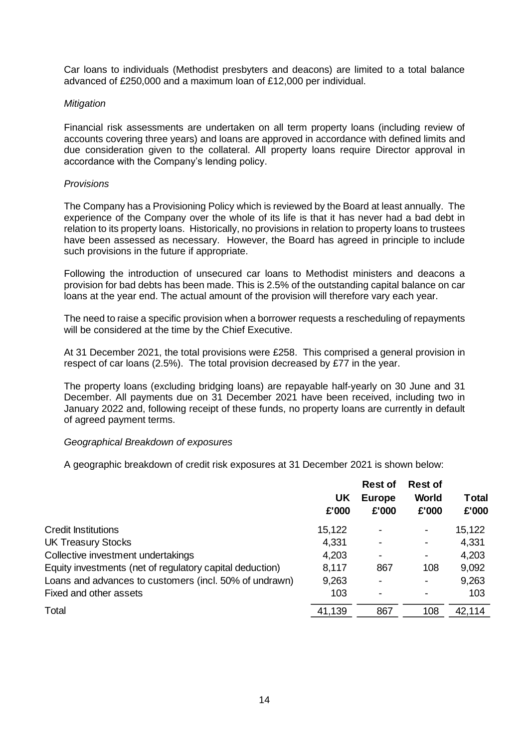Car loans to individuals (Methodist presbyters and deacons) are limited to a total balance advanced of £250,000 and a maximum loan of £12,000 per individual.

*Mitigation*

Financial risk assessments are undertaken on all term property loans (including review of accounts covering three years) and loans are approved in accordance with defined limits and due consideration given to the collateral. All property loans require Director approval in accordance with the Company's lending policy.

*Provisions*

The Company has a Provisioning Policy which is reviewed by the Board at least annually. The experience of the Company over the whole of its life is that it has never had a bad debt in relation to its property loans. Historically, no provisions in relation to property loans to trustees have been assessed as necessary. However, the Board has agreed in principle to include such provisions in the future if appropriate.

Following the introduction of unsecured car loans to Methodist ministers and deacons a provision for bad debts has been made. This is 2.5% of the outstanding capital balance on car loans at the year end. The actual amount of the provision will therefore vary each year.

The need to raise a specific provision when a borrower requests a rescheduling of repayments will be considered at the time by the Chief Executive.

At 31 December 2021, the total provisions were £258. This comprised a general provision in respect of car loans (2.5%). The total provision decreased by £77 in the year.

The property loans (excluding bridging loans) are repayable half-yearly on 30 June and 31 December. All payments due on 31 December 2021 have been received, including two in January 2022 and, following receipt of these funds, no property loans are currently in default of agreed payment terms.

*Geographical Breakdown of exposures*

A geographic breakdown of credit risk exposures at 31 December 2021 is shown below:

| | UK £'000 | Rest of Europe £'000 | Rest of World £'000 | Total £'000 |
|---|---|---|---|---|
| Credit Institutions | 15,122 | - | - | 15,122 |
| UK Treasury Stocks | 4,331 | - | - | 4,331 |
| Collective investment undertakings | 4,203 | - | - | 4,203 |
| Equity investments (net of regulatory capital deduction) | 8,117 | 867 | 108 | 9,092 |
| Loans and advances to customers (incl. 50% of undrawn) | 9,263 | - | - | 9,263 |
| Fixed and other assets | 103 | - | - | 103 |
| Total | 41,139 | 867 | 108 | 42,114 |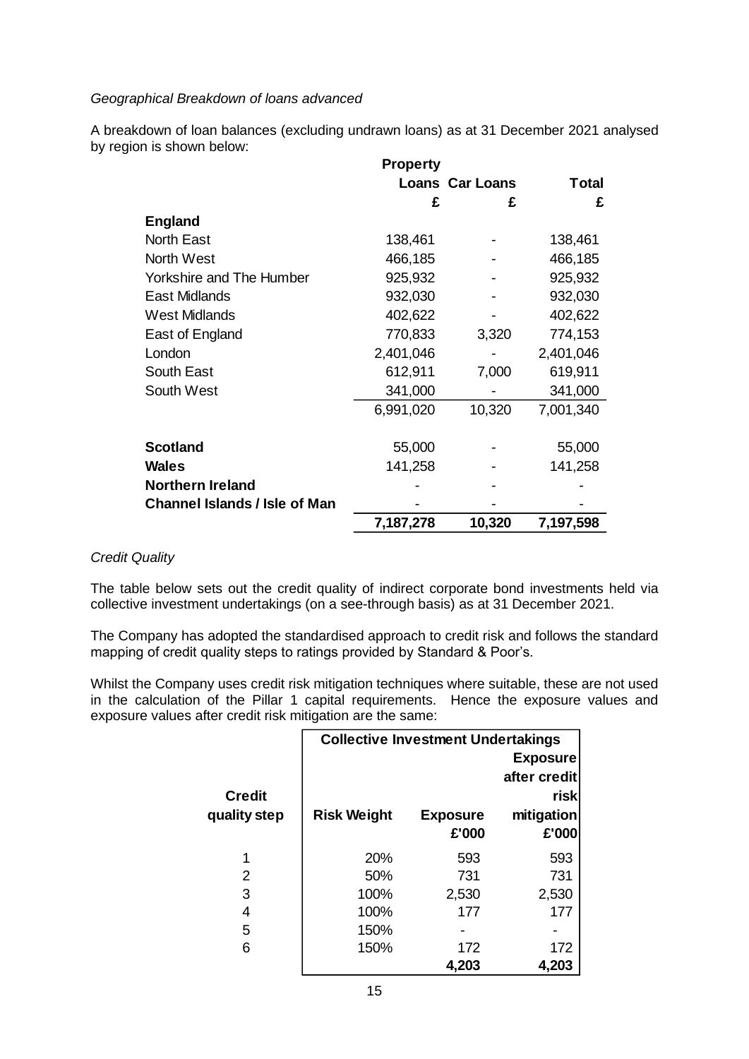*Geographical Breakdown of loans advanced*

A breakdown of loan balances (excluding undrawn loans) as at 31 December 2021 analysed by region is shown below:

| | Property Loans | Car Loans | Total |
|---|---|---|---|
| | £ | £ | £ |
| **England** | | | |
| North East | 138,461 | - | 138,461 |
| North West | 466,185 | - | 466,185 |
| Yorkshire and The Humber | 925,932 | - | 925,932 |
| East Midlands | 932,030 | - | 932,030 |
| West Midlands | 402,622 | - | 402,622 |
| East of England | 770,833 | 3,320 | 774,153 |
| London | 2,401,046 | - | 2,401,046 |
| South East | 612,911 | 7,000 | 619,911 |
| South West | 341,000 | - | 341,000 |
| | 6,991,020 | 10,320 | 7,001,340 |
| **Scotland** | 55,000 | - | 55,000 |
| **Wales** | 141,258 | - | 141,258 |
| **Northern Ireland** | - | - | - |
| **Channel Islands / Isle of Man** | - | - | - |
| | **7,187,278** | **10,320** | **7,197,598** |

*Credit Quality*

The table below sets out the credit quality of indirect corporate bond investments held via collective investment undertakings (on a see-through basis) as at 31 December 2021.

The Company has adopted the standardised approach to credit risk and follows the standard mapping of credit quality steps to ratings provided by Standard & Poor's.

Whilst the Company uses credit risk mitigation techniques where suitable, these are not used in the calculation of the Pillar 1 capital requirements. Hence the exposure values and exposure values after credit risk mitigation are the same:

| | Collective Investment Undertakings | | |
|---|---|---|---|
| **Credit quality step** | **Risk Weight** | **Exposure £'000** | **Exposure after credit risk mitigation £'000** |
| 1 | 20% | 593 | 593 |
| 2 | 50% | 731 | 731 |
| 3 | 100% | 2,530 | 2,530 |
| 4 | 100% | 177 | 177 |
| 5 | 150% | - | - |
| 6 | 150% | 172 | 172 |
| | | **4,203** | **4,203** |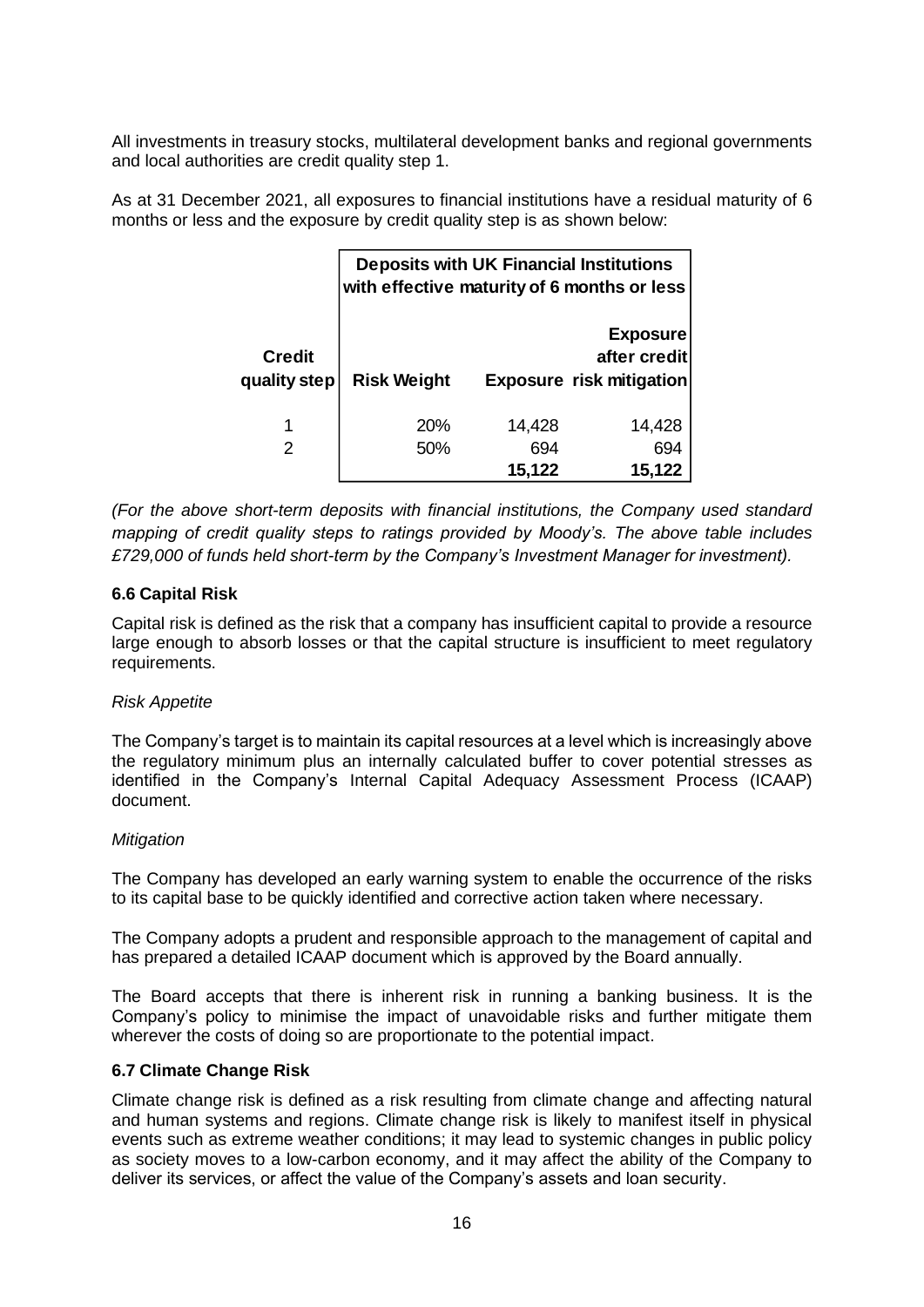All investments in treasury stocks, multilateral development banks and regional governments and local authorities are credit quality step 1.

As at 31 December 2021, all exposures to financial institutions have a residual maturity of 6 months or less and the exposure by credit quality step is as shown below:

| | Deposits with UK Financial Institutions with effective maturity of 6 months or less | | |
|---|---|---|---|
| **Credit quality step** | **Risk Weight** | **Exposure** | **Exposure after credit risk mitigation** |
| 1 | 20% | 14,428 | 14,428 |
| 2 | 50% | 694 | 694 |
| | | **15,122** | **15,122** |

*(For the above short-term deposits with financial institutions, the Company used standard mapping of credit quality steps to ratings provided by Moody's. The above table includes £729,000 of funds held short-term by the Company's Investment Manager for investment).*

### 6.6 Capital Risk

Capital risk is defined as the risk that a company has insufficient capital to provide a resource large enough to absorb losses or that the capital structure is insufficient to meet regulatory requirements.

*Risk Appetite*

The Company's target is to maintain its capital resources at a level which is increasingly above the regulatory minimum plus an internally calculated buffer to cover potential stresses as identified in the Company's Internal Capital Adequacy Assessment Process (ICAAP) document.

*Mitigation*

The Company has developed an early warning system to enable the occurrence of the risks to its capital base to be quickly identified and corrective action taken where necessary.

The Company adopts a prudent and responsible approach to the management of capital and has prepared a detailed ICAAP document which is approved by the Board annually.

The Board accepts that there is inherent risk in running a banking business. It is the Company's policy to minimise the impact of unavoidable risks and further mitigate them wherever the costs of doing so are proportionate to the potential impact.

### 6.7 Climate Change Risk

Climate change risk is defined as a risk resulting from climate change and affecting natural and human systems and regions. Climate change risk is likely to manifest itself in physical events such as extreme weather conditions; it may lead to systemic changes in public policy as society moves to a low-carbon economy, and it may affect the ability of the Company to deliver its services, or affect the value of the Company's assets and loan security.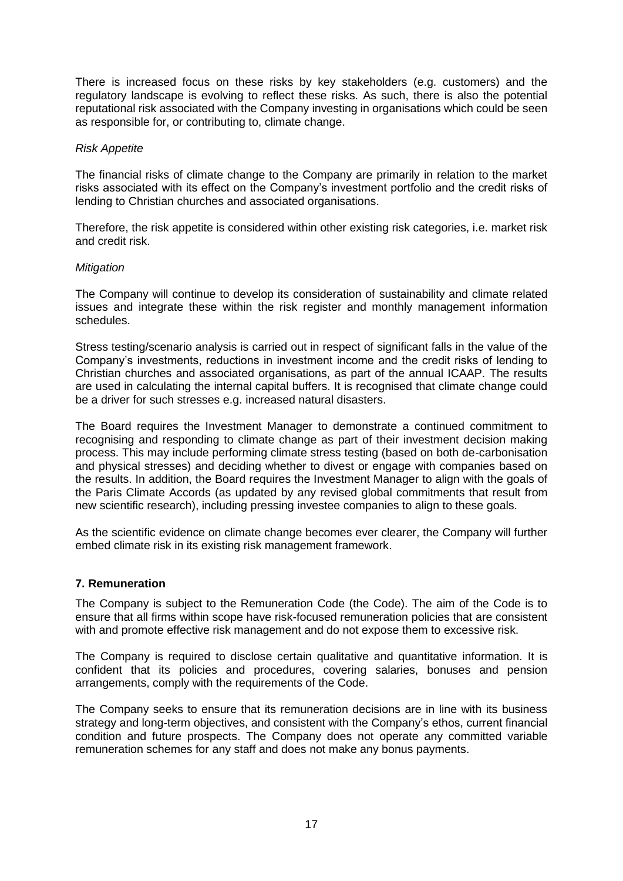There is increased focus on these risks by key stakeholders (e.g. customers) and the regulatory landscape is evolving to reflect these risks. As such, there is also the potential reputational risk associated with the Company investing in organisations which could be seen as responsible for, or contributing to, climate change.

*Risk Appetite*

The financial risks of climate change to the Company are primarily in relation to the market risks associated with its effect on the Company's investment portfolio and the credit risks of lending to Christian churches and associated organisations.

Therefore, the risk appetite is considered within other existing risk categories, i.e. market risk and credit risk.

*Mitigation*

The Company will continue to develop its consideration of sustainability and climate related issues and integrate these within the risk register and monthly management information schedules.

Stress testing/scenario analysis is carried out in respect of significant falls in the value of the Company's investments, reductions in investment income and the credit risks of lending to Christian churches and associated organisations, as part of the annual ICAAP. The results are used in calculating the internal capital buffers. It is recognised that climate change could be a driver for such stresses e.g. increased natural disasters.

The Board requires the Investment Manager to demonstrate a continued commitment to recognising and responding to climate change as part of their investment decision making process. This may include performing climate stress testing (based on both de-carbonisation and physical stresses) and deciding whether to divest or engage with companies based on the results. In addition, the Board requires the Investment Manager to align with the goals of the Paris Climate Accords (as updated by any revised global commitments that result from new scientific research), including pressing investee companies to align to these goals.

As the scientific evidence on climate change becomes ever clearer, the Company will further embed climate risk in its existing risk management framework.

## 7. Remuneration

The Company is subject to the Remuneration Code (the Code). The aim of the Code is to ensure that all firms within scope have risk-focused remuneration policies that are consistent with and promote effective risk management and do not expose them to excessive risk.

The Company is required to disclose certain qualitative and quantitative information. It is confident that its policies and procedures, covering salaries, bonuses and pension arrangements, comply with the requirements of the Code.

The Company seeks to ensure that its remuneration decisions are in line with its business strategy and long-term objectives, and consistent with the Company's ethos, current financial condition and future prospects. The Company does not operate any committed variable remuneration schemes for any staff and does not make any bonus payments.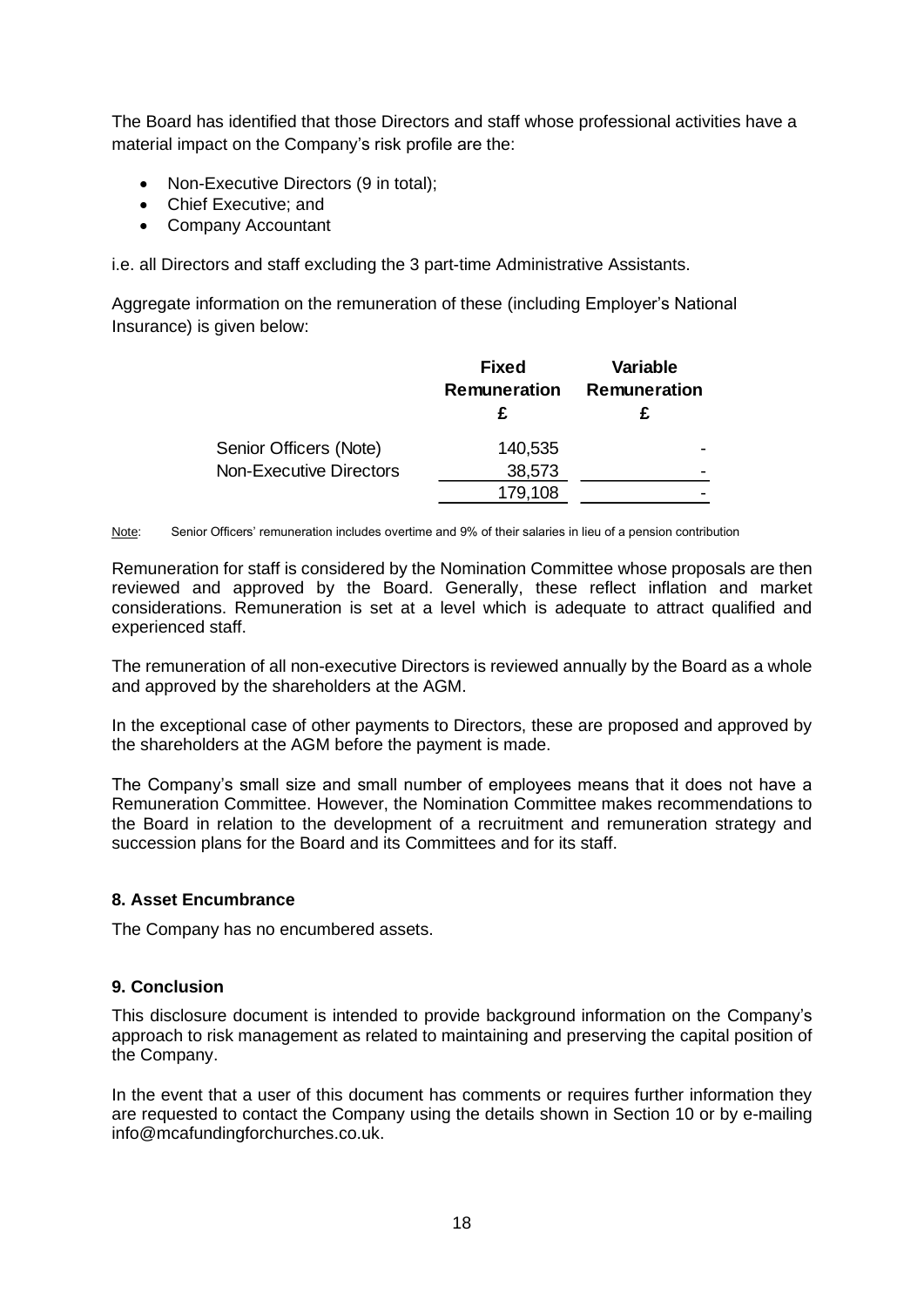The Board has identified that those Directors and staff whose professional activities have a material impact on the Company's risk profile are the:

- Non-Executive Directors (9 in total);
- Chief Executive; and
- Company Accountant

i.e. all Directors and staff excluding the 3 part-time Administrative Assistants.

Aggregate information on the remuneration of these (including Employer's National Insurance) is given below:

| | Fixed Remuneration £ | Variable Remuneration £ |
|---|---|---|
| Senior Officers (Note) | 140,535 | - |
| Non-Executive Directors | 38,573 | - |
| | 179,108 | - |

Note: Senior Officers' remuneration includes overtime and 9% of their salaries in lieu of a pension contribution

Remuneration for staff is considered by the Nomination Committee whose proposals are then reviewed and approved by the Board. Generally, these reflect inflation and market considerations. Remuneration is set at a level which is adequate to attract qualified and experienced staff.

The remuneration of all non-executive Directors is reviewed annually by the Board as a whole and approved by the shareholders at the AGM.

In the exceptional case of other payments to Directors, these are proposed and approved by the shareholders at the AGM before the payment is made.

The Company's small size and small number of employees means that it does not have a Remuneration Committee. However, the Nomination Committee makes recommendations to the Board in relation to the development of a recruitment and remuneration strategy and succession plans for the Board and its Committees and for its staff.

## 8. Asset Encumbrance

The Company has no encumbered assets.

## 9. Conclusion

This disclosure document is intended to provide background information on the Company's approach to risk management as related to maintaining and preserving the capital position of the Company.

In the event that a user of this document has comments or requires further information they are requested to contact the Company using the details shown in Section 10 or by e-mailing info@mcafundingforchurches.co.uk.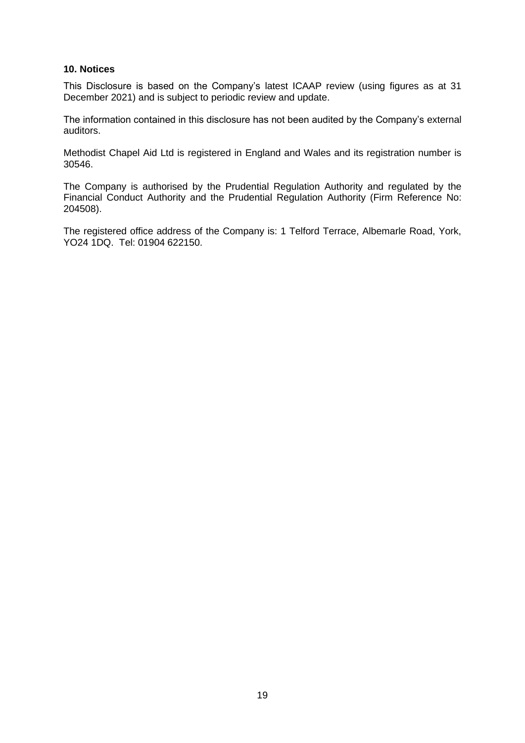## 10. Notices

This Disclosure is based on the Company's latest ICAAP review (using figures as at 31 December 2021) and is subject to periodic review and update.

The information contained in this disclosure has not been audited by the Company's external auditors.

Methodist Chapel Aid Ltd is registered in England and Wales and its registration number is 30546.

The Company is authorised by the Prudential Regulation Authority and regulated by the Financial Conduct Authority and the Prudential Regulation Authority (Firm Reference No: 204508).

The registered office address of the Company is: 1 Telford Terrace, Albemarle Road, York, YO24 1DQ. Tel: 01904 622150.